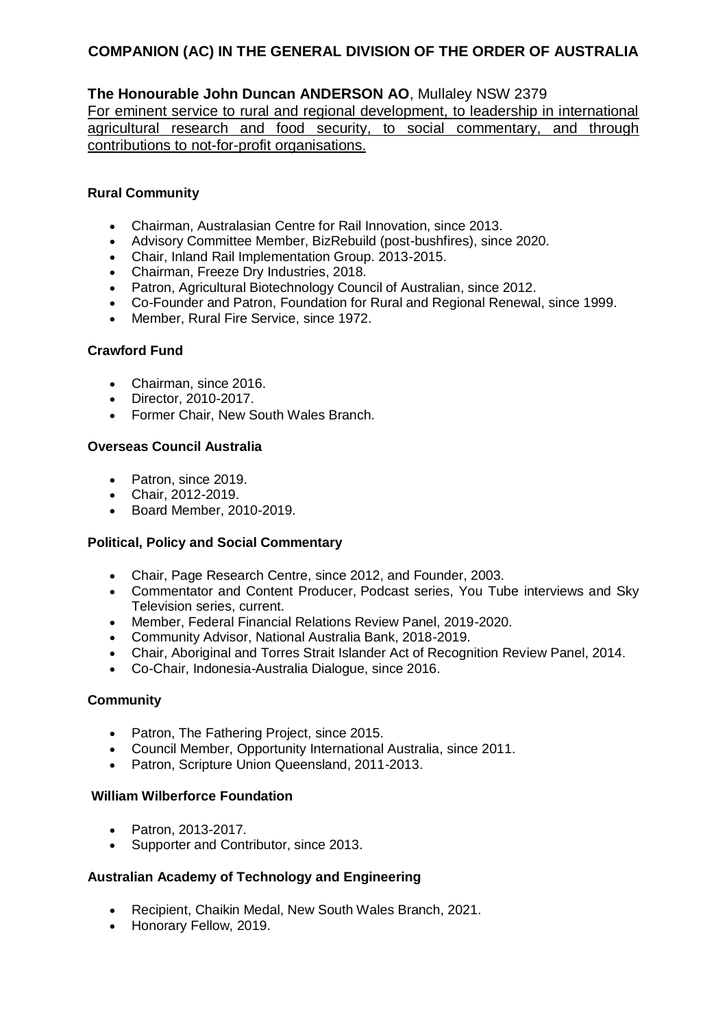# COMPANION (AC) IN THE GENERAL DIVISION OF THE ORDER OF AUSTRALIA

**The Honourable John Duncan ANDERSON AO**, Mullaley NSW 2379

For eminent service to rural and regional development, to leadership in international agricultural research and food security, to social commentary, and through contributions to not-for-profit organisations.

### Rural Community

- Chairman, Australasian Centre for Rail Innovation, since 2013.
- Advisory Committee Member, BizRebuild (post-bushfires), since 2020.
- Chair, Inland Rail Implementation Group. 2013-2015.
- Chairman, Freeze Dry Industries, 2018.
- Patron, Agricultural Biotechnology Council of Australian, since 2012.
- Co-Founder and Patron, Foundation for Rural and Regional Renewal, since 1999.
- Member, Rural Fire Service, since 1972.

### Crawford Fund

- Chairman, since 2016.
- Director, 2010-2017.
- Former Chair, New South Wales Branch.

### Overseas Council Australia

- Patron, since 2019.
- Chair, 2012-2019.
- Board Member, 2010-2019.

### Political, Policy and Social Commentary

- Chair, Page Research Centre, since 2012, and Founder, 2003.
- Commentator and Content Producer, Podcast series, You Tube interviews and Sky Television series, current.
- Member, Federal Financial Relations Review Panel, 2019-2020.
- Community Advisor, National Australia Bank, 2018-2019.
- Chair, Aboriginal and Torres Strait Islander Act of Recognition Review Panel, 2014.
- Co-Chair, Indonesia-Australia Dialogue, since 2016.

### Community

- Patron, The Fathering Project, since 2015.
- Council Member, Opportunity International Australia, since 2011.
- Patron, Scripture Union Queensland, 2011-2013.

### William Wilberforce Foundation

- Patron, 2013-2017.
- Supporter and Contributor, since 2013.

### Australian Academy of Technology and Engineering

- Recipient, Chaikin Medal, New South Wales Branch, 2021.
- Honorary Fellow, 2019.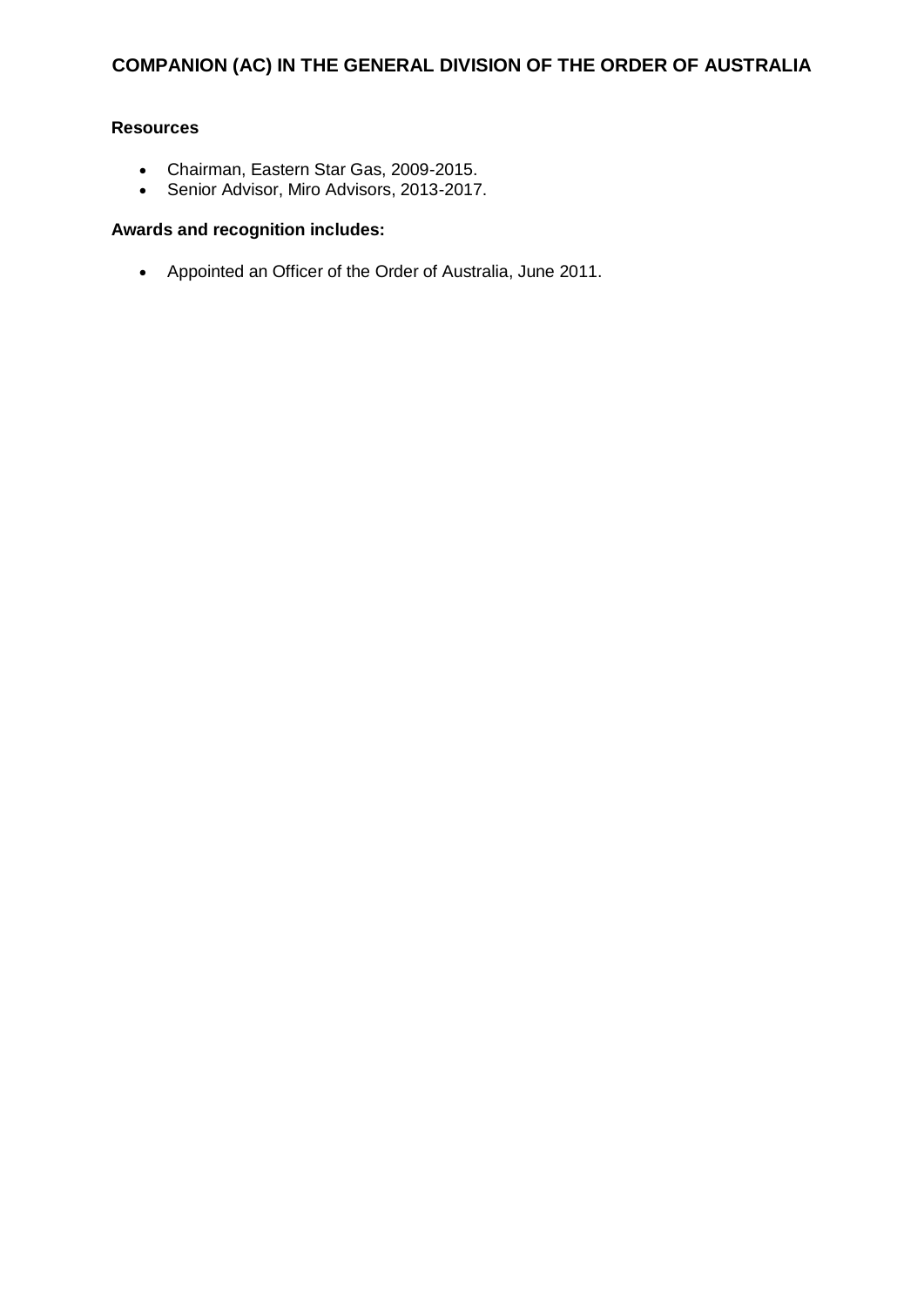**Resources**

- Chairman, Eastern Star Gas, 2009-2015.
- Senior Advisor, Miro Advisors, 2013-2017.

**Awards and recognition includes:**

- Appointed an Officer of the Order of Australia, June 2011.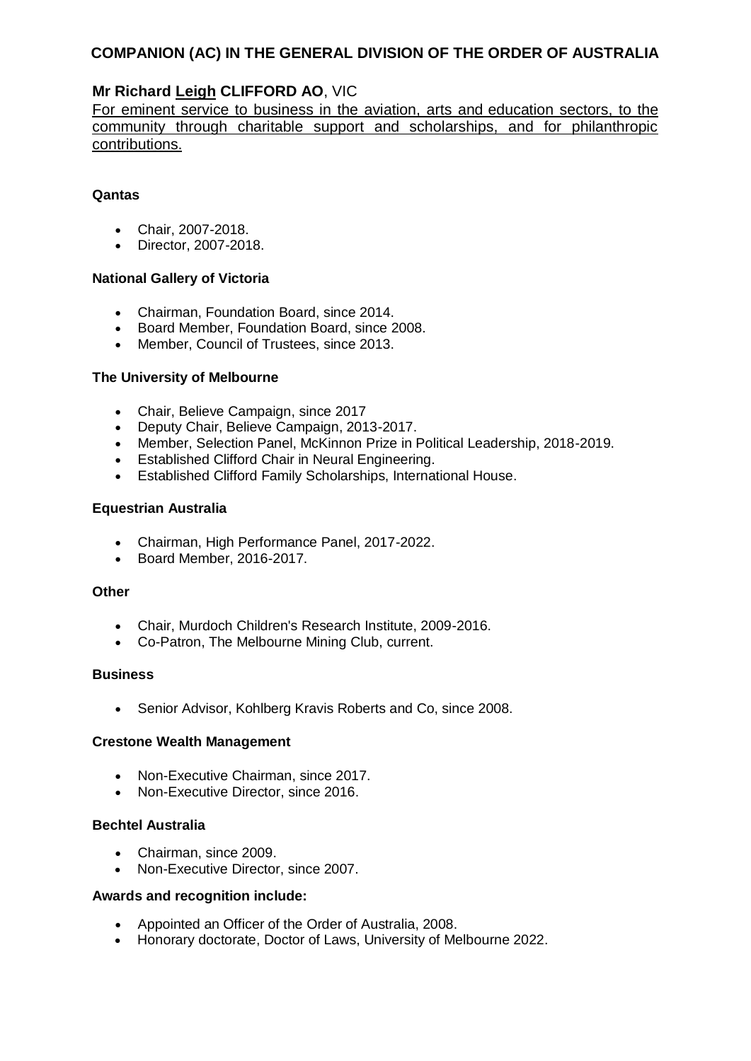## COMPANION (AC) IN THE GENERAL DIVISION OF THE ORDER OF AUSTRALIA

### Mr Richard <u>Leigh</u> CLIFFORD AO, VIC

<u>For eminent service to business in the aviation, arts and education sectors, to the community through charitable support and scholarships, and for philanthropic contributions.</u>

**Qantas**

- Chair, 2007-2018.
- Director, 2007-2018.

**National Gallery of Victoria**

- Chairman, Foundation Board, since 2014.
- Board Member, Foundation Board, since 2008.
- Member, Council of Trustees, since 2013.

**The University of Melbourne**

- Chair, Believe Campaign, since 2017
- Deputy Chair, Believe Campaign, 2013-2017.
- Member, Selection Panel, McKinnon Prize in Political Leadership, 2018-2019.
- Established Clifford Chair in Neural Engineering.
- Established Clifford Family Scholarships, International House.

**Equestrian Australia**

- Chairman, High Performance Panel, 2017-2022.
- Board Member, 2016-2017.

**Other**

- Chair, Murdoch Children's Research Institute, 2009-2016.
- Co-Patron, The Melbourne Mining Club, current.

**Business**

- Senior Advisor, Kohlberg Kravis Roberts and Co, since 2008.

**Crestone Wealth Management**

- Non-Executive Chairman, since 2017.
- Non-Executive Director, since 2016.

**Bechtel Australia**

- Chairman, since 2009.
- Non-Executive Director, since 2007.

**Awards and recognition include:**

- Appointed an Officer of the Order of Australia, 2008.
- Honorary doctorate, Doctor of Laws, University of Melbourne 2022.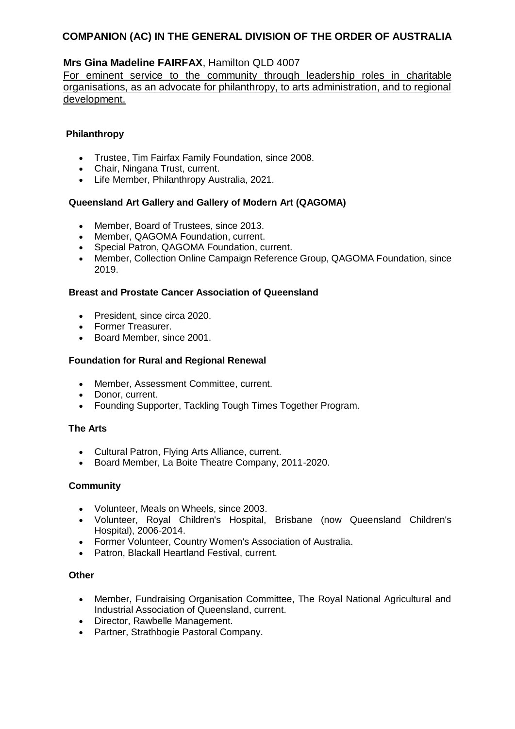# COMPANION (AC) IN THE GENERAL DIVISION OF THE ORDER OF AUSTRALIA

## Mrs Gina Madeline FAIRFAX, Hamilton QLD 4007

For eminent service to the community through leadership roles in charitable organisations, as an advocate for philanthropy, to arts administration, and to regional development.

### Philanthropy

- Trustee, Tim Fairfax Family Foundation, since 2008.
- Chair, Ningana Trust, current.
- Life Member, Philanthropy Australia, 2021.

### Queensland Art Gallery and Gallery of Modern Art (QAGOMA)

- Member, Board of Trustees, since 2013.
- Member, QAGOMA Foundation, current.
- Special Patron, QAGOMA Foundation, current.
- Member, Collection Online Campaign Reference Group, QAGOMA Foundation, since 2019.

### Breast and Prostate Cancer Association of Queensland

- President, since circa 2020.
- Former Treasurer.
- Board Member, since 2001.

### Foundation for Rural and Regional Renewal

- Member, Assessment Committee, current.
- Donor, current.
- Founding Supporter, Tackling Tough Times Together Program.

### The Arts

- Cultural Patron, Flying Arts Alliance, current.
- Board Member, La Boite Theatre Company, 2011-2020.

### Community

- Volunteer, Meals on Wheels, since 2003.
- Volunteer, Royal Children's Hospital, Brisbane (now Queensland Children's Hospital), 2006-2014.
- Former Volunteer, Country Women's Association of Australia.
- Patron, Blackall Heartland Festival, current.

### Other

- Member, Fundraising Organisation Committee, The Royal National Agricultural and Industrial Association of Queensland, current.
- Director, Rawbelle Management.
- Partner, Strathbogie Pastoral Company.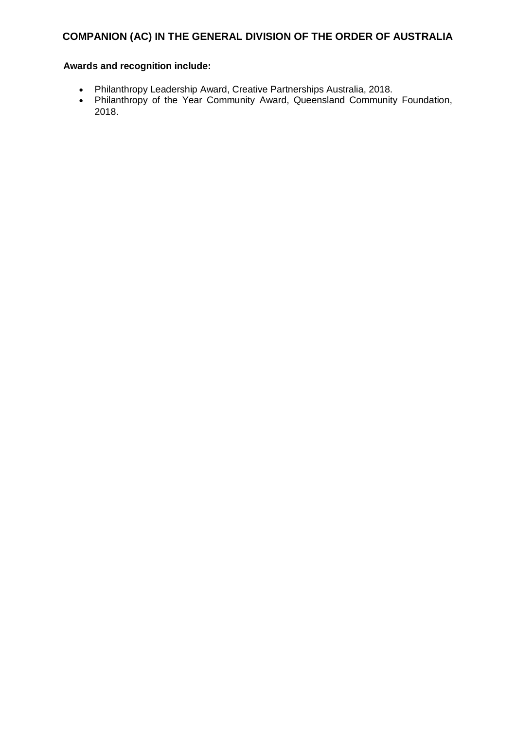**Awards and recognition include:**

- Philanthropy Leadership Award, Creative Partnerships Australia, 2018.
- Philanthropy of the Year Community Award, Queensland Community Foundation, 2018.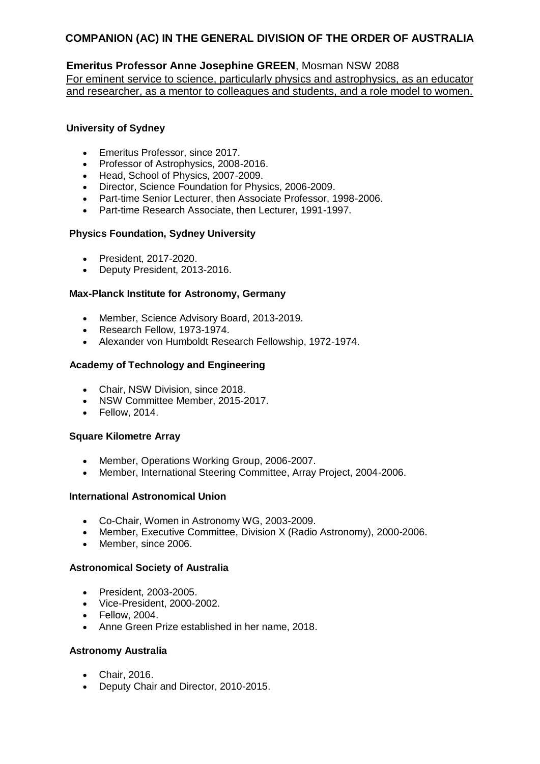## COMPANION (AC) IN THE GENERAL DIVISION OF THE ORDER OF AUSTRALIA

**Emeritus Professor Anne Josephine GREEN**, Mosman NSW 2088

For eminent service to science, particularly physics and astrophysics, as an educator and researcher, as a mentor to colleagues and students, and a role model to women.

**University of Sydney**

- Emeritus Professor, since 2017.
- Professor of Astrophysics, 2008-2016.
- Head, School of Physics, 2007-2009.
- Director, Science Foundation for Physics, 2006-2009.
- Part-time Senior Lecturer, then Associate Professor, 1998-2006.
- Part-time Research Associate, then Lecturer, 1991-1997.

**Physics Foundation, Sydney University**

- President, 2017-2020.
- Deputy President, 2013-2016.

**Max-Planck Institute for Astronomy, Germany**

- Member, Science Advisory Board, 2013-2019.
- Research Fellow, 1973-1974.
- Alexander von Humboldt Research Fellowship, 1972-1974.

**Academy of Technology and Engineering**

- Chair, NSW Division, since 2018.
- NSW Committee Member, 2015-2017.
- Fellow, 2014.

**Square Kilometre Array**

- Member, Operations Working Group, 2006-2007.
- Member, International Steering Committee, Array Project, 2004-2006.

**International Astronomical Union**

- Co-Chair, Women in Astronomy WG, 2003-2009.
- Member, Executive Committee, Division X (Radio Astronomy), 2000-2006.
- Member, since 2006.

**Astronomical Society of Australia**

- President, 2003-2005.
- Vice-President, 2000-2002.
- Fellow, 2004.
- Anne Green Prize established in her name, 2018.

**Astronomy Australia**

- Chair, 2016.
- Deputy Chair and Director, 2010-2015.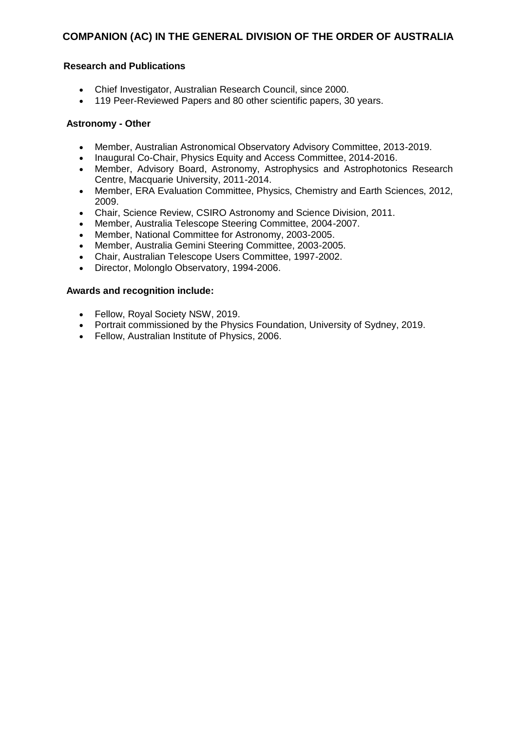## COMPANION (AC) IN THE GENERAL DIVISION OF THE ORDER OF AUSTRALIA

**Research and Publications**

- Chief Investigator, Australian Research Council, since 2000.
- 119 Peer-Reviewed Papers and 80 other scientific papers, 30 years.

**Astronomy - Other**

- Member, Australian Astronomical Observatory Advisory Committee, 2013-2019.
- Inaugural Co-Chair, Physics Equity and Access Committee, 2014-2016.
- Member, Advisory Board, Astronomy, Astrophysics and Astrophotonics Research Centre, Macquarie University, 2011-2014.
- Member, ERA Evaluation Committee, Physics, Chemistry and Earth Sciences, 2012, 2009.
- Chair, Science Review, CSIRO Astronomy and Science Division, 2011.
- Member, Australia Telescope Steering Committee, 2004-2007.
- Member, National Committee for Astronomy, 2003-2005.
- Member, Australia Gemini Steering Committee, 2003-2005.
- Chair, Australian Telescope Users Committee, 1997-2002.
- Director, Molonglo Observatory, 1994-2006.

**Awards and recognition include:**

- Fellow, Royal Society NSW, 2019.
- Portrait commissioned by the Physics Foundation, University of Sydney, 2019.
- Fellow, Australian Institute of Physics, 2006.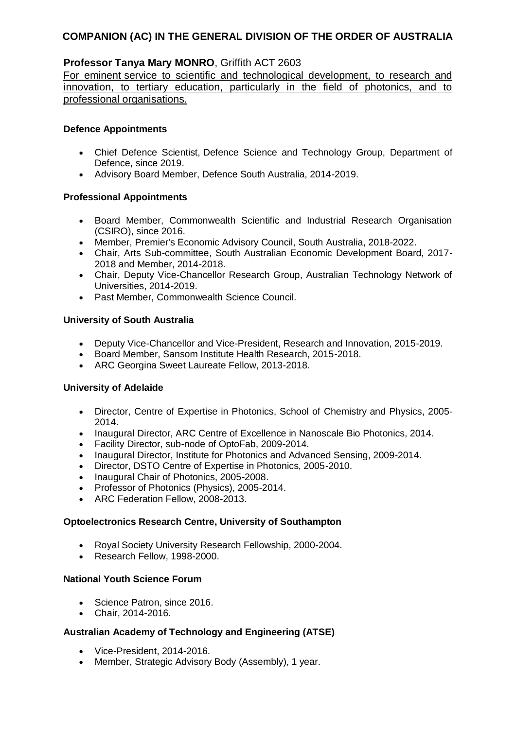## COMPANION (AC) IN THE GENERAL DIVISION OF THE ORDER OF AUSTRALIA

**Professor Tanya Mary MONRO**, Griffith ACT 2603

For eminent service to scientific and technological development, to research and innovation, to tertiary education, particularly in the field of photonics, and to professional organisations.

**Defence Appointments**

- Chief Defence Scientist, Defence Science and Technology Group, Department of Defence, since 2019.
- Advisory Board Member, Defence South Australia, 2014-2019.

**Professional Appointments**

- Board Member, Commonwealth Scientific and Industrial Research Organisation (CSIRO), since 2016.
- Member, Premier's Economic Advisory Council, South Australia, 2018-2022.
- Chair, Arts Sub-committee, South Australian Economic Development Board, 2017-2018 and Member, 2014-2018.
- Chair, Deputy Vice-Chancellor Research Group, Australian Technology Network of Universities, 2014-2019.
- Past Member, Commonwealth Science Council.

**University of South Australia**

- Deputy Vice-Chancellor and Vice-President, Research and Innovation, 2015-2019.
- Board Member, Sansom Institute Health Research, 2015-2018.
- ARC Georgina Sweet Laureate Fellow, 2013-2018.

**University of Adelaide**

- Director, Centre of Expertise in Photonics, School of Chemistry and Physics, 2005-2014.
- Inaugural Director, ARC Centre of Excellence in Nanoscale Bio Photonics, 2014.
- Facility Director, sub-node of OptoFab, 2009-2014.
- Inaugural Director, Institute for Photonics and Advanced Sensing, 2009-2014.
- Director, DSTO Centre of Expertise in Photonics, 2005-2010.
- Inaugural Chair of Photonics, 2005-2008.
- Professor of Photonics (Physics), 2005-2014.
- ARC Federation Fellow, 2008-2013.

**Optoelectronics Research Centre, University of Southampton**

- Royal Society University Research Fellowship, 2000-2004.
- Research Fellow, 1998-2000.

**National Youth Science Forum**

- Science Patron, since 2016.
- Chair, 2014-2016.

**Australian Academy of Technology and Engineering (ATSE)**

- Vice-President, 2014-2016.
- Member, Strategic Advisory Body (Assembly), 1 year.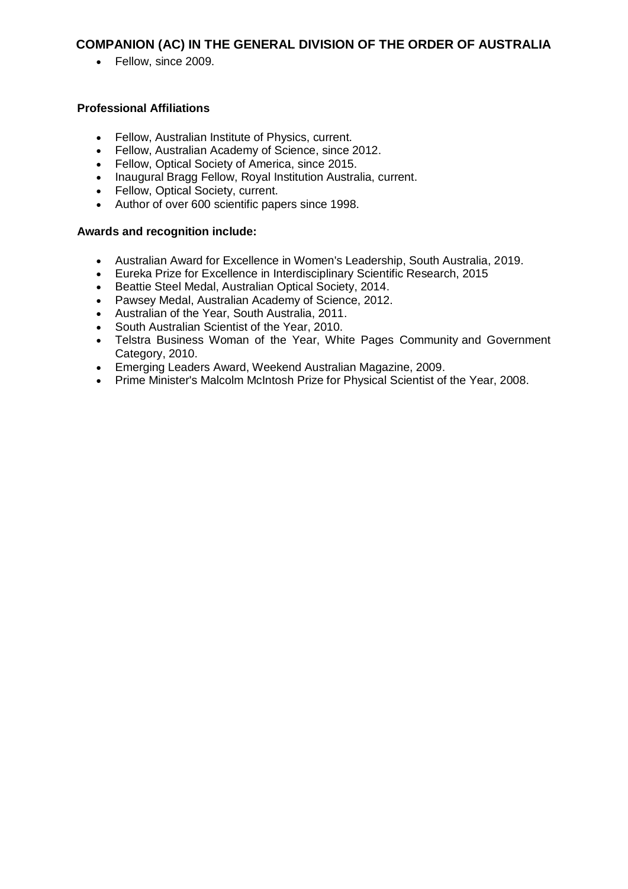## COMPANION (AC) IN THE GENERAL DIVISION OF THE ORDER OF AUSTRALIA

- Fellow, since 2009.

**Professional Affiliations**

- Fellow, Australian Institute of Physics, current.
- Fellow, Australian Academy of Science, since 2012.
- Fellow, Optical Society of America, since 2015.
- Inaugural Bragg Fellow, Royal Institution Australia, current.
- Fellow, Optical Society, current.
- Author of over 600 scientific papers since 1998.

**Awards and recognition include:**

- Australian Award for Excellence in Women's Leadership, South Australia, 2019.
- Eureka Prize for Excellence in Interdisciplinary Scientific Research, 2015
- Beattie Steel Medal, Australian Optical Society, 2014.
- Pawsey Medal, Australian Academy of Science, 2012.
- Australian of the Year, South Australia, 2011.
- South Australian Scientist of the Year, 2010.
- Telstra Business Woman of the Year, White Pages Community and Government Category, 2010.
- Emerging Leaders Award, Weekend Australian Magazine, 2009.
- Prime Minister's Malcolm McIntosh Prize for Physical Scientist of the Year, 2008.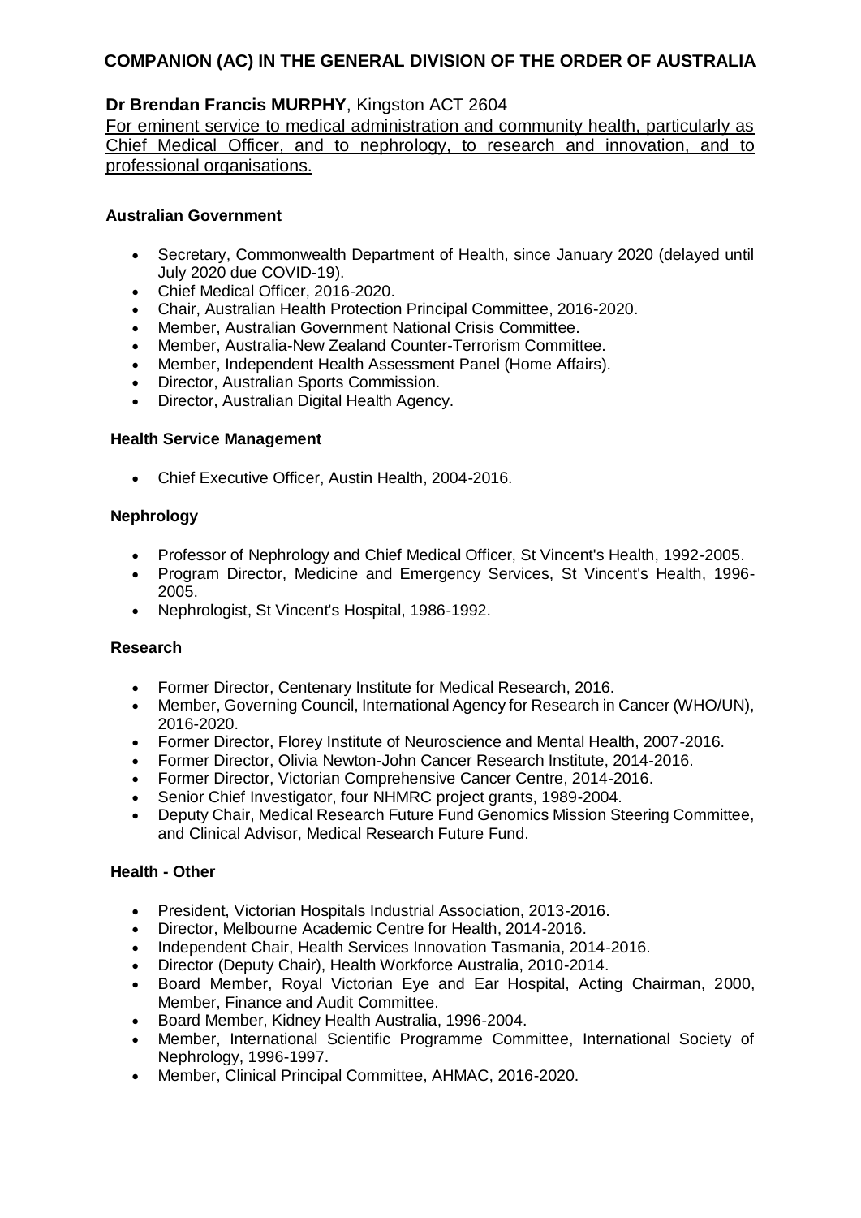## COMPANION (AC) IN THE GENERAL DIVISION OF THE ORDER OF AUSTRALIA

**Dr Brendan Francis MURPHY**, Kingston ACT 2604

For eminent service to medical administration and community health, particularly as Chief Medical Officer, and to nephrology, to research and innovation, and to professional organisations.

### Australian Government

- Secretary, Commonwealth Department of Health, since January 2020 (delayed until July 2020 due COVID-19).
- Chief Medical Officer, 2016-2020.
- Chair, Australian Health Protection Principal Committee, 2016-2020.
- Member, Australian Government National Crisis Committee.
- Member, Australia-New Zealand Counter-Terrorism Committee.
- Member, Independent Health Assessment Panel (Home Affairs).
- Director, Australian Sports Commission.
- Director, Australian Digital Health Agency.

### Health Service Management

- Chief Executive Officer, Austin Health, 2004-2016.

### Nephrology

- Professor of Nephrology and Chief Medical Officer, St Vincent's Health, 1992-2005.
- Program Director, Medicine and Emergency Services, St Vincent's Health, 1996-2005.
- Nephrologist, St Vincent's Hospital, 1986-1992.

### Research

- Former Director, Centenary Institute for Medical Research, 2016.
- Member, Governing Council, International Agency for Research in Cancer (WHO/UN), 2016-2020.
- Former Director, Florey Institute of Neuroscience and Mental Health, 2007-2016.
- Former Director, Olivia Newton-John Cancer Research Institute, 2014-2016.
- Former Director, Victorian Comprehensive Cancer Centre, 2014-2016.
- Senior Chief Investigator, four NHMRC project grants, 1989-2004.
- Deputy Chair, Medical Research Future Fund Genomics Mission Steering Committee, and Clinical Advisor, Medical Research Future Fund.

### Health - Other

- President, Victorian Hospitals Industrial Association, 2013-2016.
- Director, Melbourne Academic Centre for Health, 2014-2016.
- Independent Chair, Health Services Innovation Tasmania, 2014-2016.
- Director (Deputy Chair), Health Workforce Australia, 2010-2014.
- Board Member, Royal Victorian Eye and Ear Hospital, Acting Chairman, 2000, Member, Finance and Audit Committee.
- Board Member, Kidney Health Australia, 1996-2004.
- Member, International Scientific Programme Committee, International Society of Nephrology, 1996-1997.
- Member, Clinical Principal Committee, AHMAC, 2016-2020.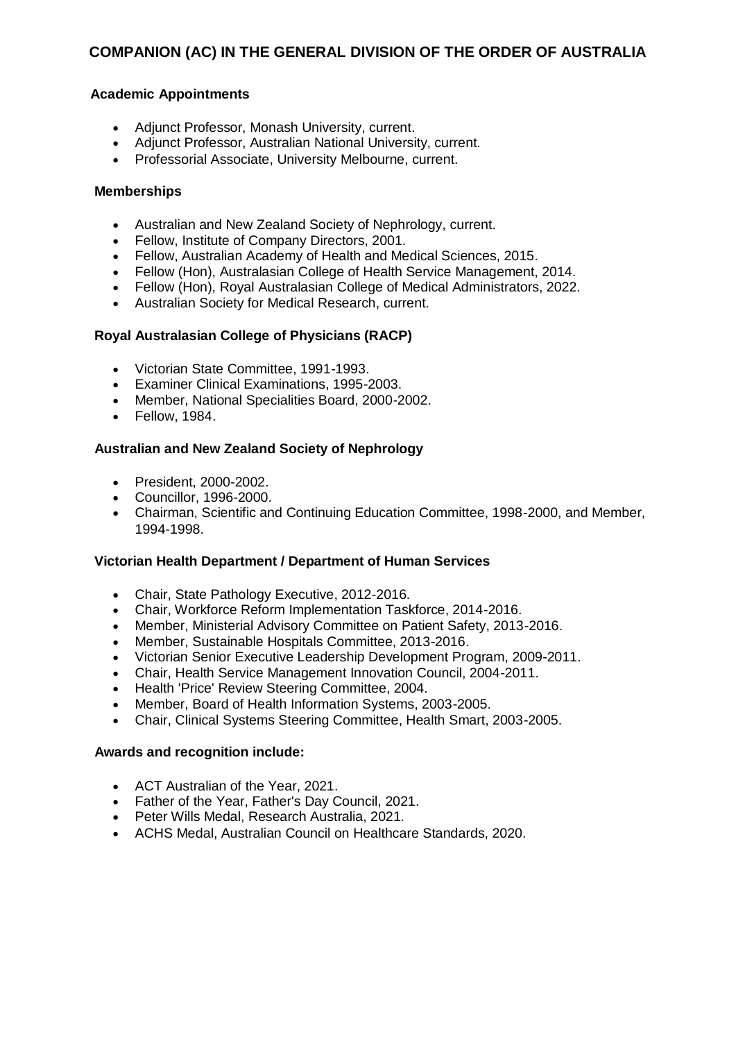# COMPANION (AC) IN THE GENERAL DIVISION OF THE ORDER OF AUSTRALIA

**Academic Appointments**

- Adjunct Professor, Monash University, current.
- Adjunct Professor, Australian National University, current.
- Professorial Associate, University Melbourne, current.

**Memberships**

- Australian and New Zealand Society of Nephrology, current.
- Fellow, Institute of Company Directors, 2001.
- Fellow, Australian Academy of Health and Medical Sciences, 2015.
- Fellow (Hon), Australasian College of Health Service Management, 2014.
- Fellow (Hon), Royal Australasian College of Medical Administrators, 2022.
- Australian Society for Medical Research, current.

**Royal Australasian College of Physicians (RACP)**

- Victorian State Committee, 1991-1993.
- Examiner Clinical Examinations, 1995-2003.
- Member, National Specialities Board, 2000-2002.
- Fellow, 1984.

**Australian and New Zealand Society of Nephrology**

- President, 2000-2002.
- Councillor, 1996-2000.
- Chairman, Scientific and Continuing Education Committee, 1998-2000, and Member, 1994-1998.

**Victorian Health Department / Department of Human Services**

- Chair, State Pathology Executive, 2012-2016.
- Chair, Workforce Reform Implementation Taskforce, 2014-2016.
- Member, Ministerial Advisory Committee on Patient Safety, 2013-2016.
- Member, Sustainable Hospitals Committee, 2013-2016.
- Victorian Senior Executive Leadership Development Program, 2009-2011.
- Chair, Health Service Management Innovation Council, 2004-2011.
- Health 'Price' Review Steering Committee, 2004.
- Member, Board of Health Information Systems, 2003-2005.
- Chair, Clinical Systems Steering Committee, Health Smart, 2003-2005.

**Awards and recognition include:**

- ACT Australian of the Year, 2021.
- Father of the Year, Father's Day Council, 2021.
- Peter Wills Medal, Research Australia, 2021.
- ACHS Medal, Australian Council on Healthcare Standards, 2020.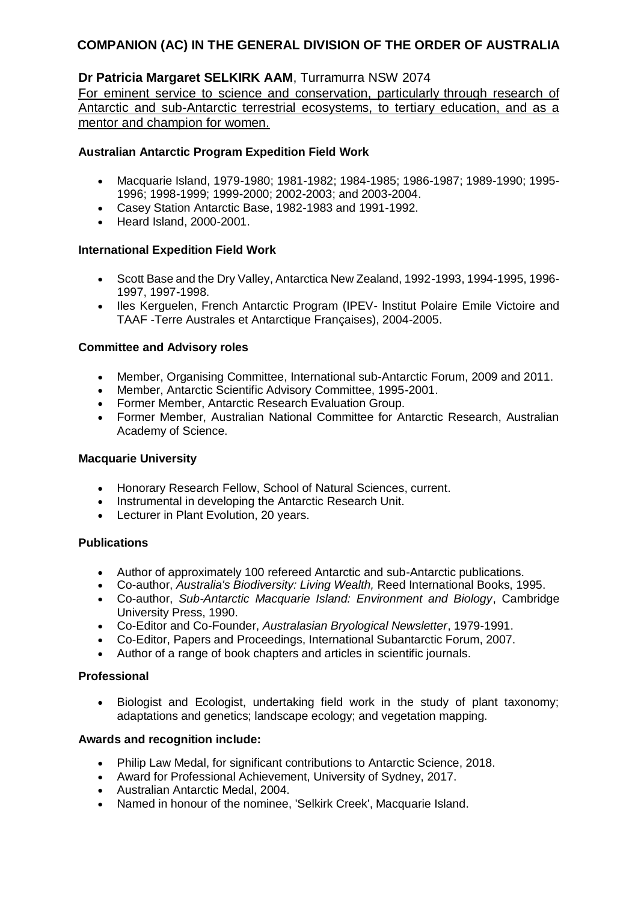# COMPANION (AC) IN THE GENERAL DIVISION OF THE ORDER OF AUSTRALIA

**Dr Patricia Margaret SELKIRK AAM**, Turramurra NSW 2074

For eminent service to science and conservation, particularly through research of Antarctic and sub-Antarctic terrestrial ecosystems, to tertiary education, and as a mentor and champion for women.

**Australian Antarctic Program Expedition Field Work**

- Macquarie Island, 1979-1980; 1981-1982; 1984-1985; 1986-1987; 1989-1990; 1995-1996; 1998-1999; 1999-2000; 2002-2003; and 2003-2004.
- Casey Station Antarctic Base, 1982-1983 and 1991-1992.
- Heard Island, 2000-2001.

**International Expedition Field Work**

- Scott Base and the Dry Valley, Antarctica New Zealand, 1992-1993, 1994-1995, 1996-1997, 1997-1998.
- Iles Kerguelen, French Antarctic Program (IPEV- Institut Polaire Emile Victoire and TAAF -Terre Australes et Antarctique Françaises), 2004-2005.

**Committee and Advisory roles**

- Member, Organising Committee, International sub-Antarctic Forum, 2009 and 2011.
- Member, Antarctic Scientific Advisory Committee, 1995-2001.
- Former Member, Antarctic Research Evaluation Group.
- Former Member, Australian National Committee for Antarctic Research, Australian Academy of Science.

**Macquarie University**

- Honorary Research Fellow, School of Natural Sciences, current.
- Instrumental in developing the Antarctic Research Unit.
- Lecturer in Plant Evolution, 20 years.

**Publications**

- Author of approximately 100 refereed Antarctic and sub-Antarctic publications.
- Co-author, *Australia's Biodiversity: Living Wealth,* Reed International Books, 1995.
- Co-author, *Sub-Antarctic Macquarie Island: Environment and Biology*, Cambridge University Press, 1990.
- Co-Editor and Co-Founder, *Australasian Bryological Newsletter*, 1979-1991.
- Co-Editor, Papers and Proceedings, International Subantarctic Forum, 2007.
- Author of a range of book chapters and articles in scientific journals.

**Professional**

- Biologist and Ecologist, undertaking field work in the study of plant taxonomy; adaptations and genetics; landscape ecology; and vegetation mapping.

**Awards and recognition include:**

- Philip Law Medal, for significant contributions to Antarctic Science, 2018.
- Award for Professional Achievement, University of Sydney, 2017.
- Australian Antarctic Medal, 2004.
- Named in honour of the nominee, 'Selkirk Creek', Macquarie Island.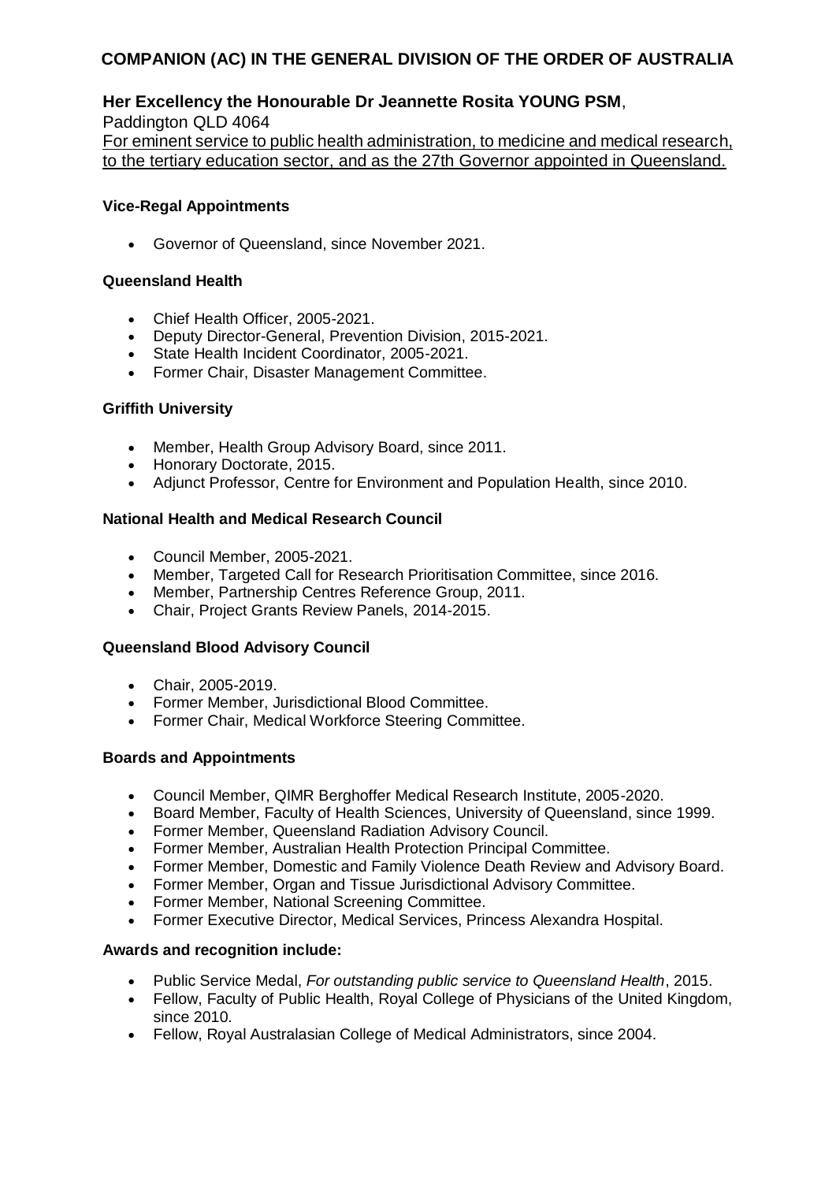# COMPANION (AC) IN THE GENERAL DIVISION OF THE ORDER OF AUSTRALIA

## Her Excellency the Honourable Dr Jeannette Rosita YOUNG PSM,

Paddington QLD 4064

For eminent service to public health administration, to medicine and medical research, to the tertiary education sector, and as the 27th Governor appointed in Queensland.

### Vice-Regal Appointments

- Governor of Queensland, since November 2021.

### Queensland Health

- Chief Health Officer, 2005-2021.
- Deputy Director-General, Prevention Division, 2015-2021.
- State Health Incident Coordinator, 2005-2021.
- Former Chair, Disaster Management Committee.

### Griffith University

- Member, Health Group Advisory Board, since 2011.
- Honorary Doctorate, 2015.
- Adjunct Professor, Centre for Environment and Population Health, since 2010.

### National Health and Medical Research Council

- Council Member, 2005-2021.
- Member, Targeted Call for Research Prioritisation Committee, since 2016.
- Member, Partnership Centres Reference Group, 2011.
- Chair, Project Grants Review Panels, 2014-2015.

### Queensland Blood Advisory Council

- Chair, 2005-2019.
- Former Member, Jurisdictional Blood Committee.
- Former Chair, Medical Workforce Steering Committee.

### Boards and Appointments

- Council Member, QIMR Berghoffer Medical Research Institute, 2005-2020.
- Board Member, Faculty of Health Sciences, University of Queensland, since 1999.
- Former Member, Queensland Radiation Advisory Council.
- Former Member, Australian Health Protection Principal Committee.
- Former Member, Domestic and Family Violence Death Review and Advisory Board.
- Former Member, Organ and Tissue Jurisdictional Advisory Committee.
- Former Member, National Screening Committee.
- Former Executive Director, Medical Services, Princess Alexandra Hospital.

### Awards and recognition include:

- Public Service Medal, *For outstanding public service to Queensland Health*, 2015.
- Fellow, Faculty of Public Health, Royal College of Physicians of the United Kingdom, since 2010.
- Fellow, Royal Australasian College of Medical Administrators, since 2004.